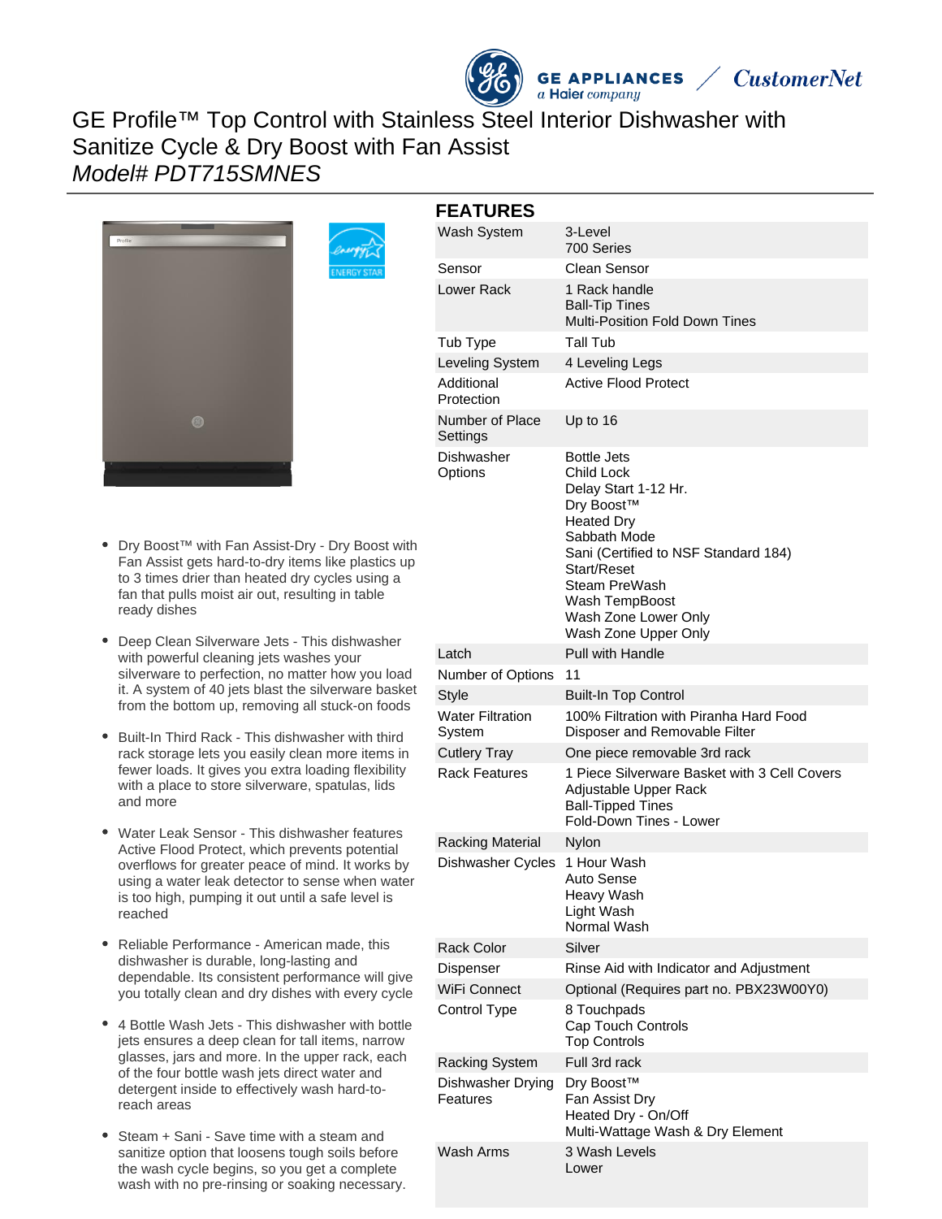# GE Profile™ Top Control with Stainless Steel Interior Dishwasher with Sanitize Cycle & Dry Boost with Fan Assist

*Model# PDT715SMNES*

- Dry Boost™ with Fan Assist-Dry - Dry Boost with Fan Assist gets hard-to-dry items like plastics up to 3 times drier than heated dry cycles using a fan that pulls moist air out, resulting in table ready dishes
- Deep Clean Silverware Jets - This dishwasher with powerful cleaning jets washes your silverware to perfection, no matter how you load it. A system of 40 jets blast the silverware basket from the bottom up, removing all stuck-on foods
- Built-In Third Rack - This dishwasher with third rack storage lets you easily clean more items in fewer loads. It gives you extra loading flexibility with a place to store silverware, spatulas, lids and more
- Water Leak Sensor - This dishwasher features Active Flood Protect, which prevents potential overflows for greater peace of mind. It works by using a water leak detector to sense when water is too high, pumping it out until a safe level is reached
- Reliable Performance - American made, this dishwasher is durable, long-lasting and dependable. Its consistent performance will give you totally clean and dry dishes with every cycle
- 4 Bottle Wash Jets - This dishwasher with bottle jets ensures a deep clean for tall items, narrow glasses, jars and more. In the upper rack, each of the four bottle wash jets direct water and detergent inside to effectively wash hard-to-reach areas
- Steam + Sani - Save time with a steam and sanitize option that loosens tough soils before the wash cycle begins, so you get a complete wash with no pre-rinsing or soaking necessary.

## FEATURES

| | |
|---|---|
| Wash System | 3-Level<br>700 Series |
| Sensor | Clean Sensor |
| Lower Rack | 1 Rack handle<br>Ball-Tip Tines<br>Multi-Position Fold Down Tines |
| Tub Type | Tall Tub |
| Leveling System | 4 Leveling Legs |
| Additional Protection | Active Flood Protect |
| Number of Place Settings | Up to 16 |
| Dishwasher Options | Bottle Jets<br>Child Lock<br>Delay Start 1-12 Hr.<br>Dry Boost™<br>Heated Dry<br>Sabbath Mode<br>Sani (Certified to NSF Standard 184)<br>Start/Reset<br>Steam PreWash<br>Wash TempBoost<br>Wash Zone Lower Only<br>Wash Zone Upper Only |
| Latch | Pull with Handle |
| Number of Options | 11 |
| Style | Built-In Top Control |
| Water Filtration System | 100% Filtration with Piranha Hard Food Disposer and Removable Filter |
| Cutlery Tray | One piece removable 3rd rack |
| Rack Features | 1 Piece Silverware Basket with 3 Cell Covers<br>Adjustable Upper Rack<br>Ball-Tipped Tines<br>Fold-Down Tines - Lower |
| Racking Material | Nylon |
| Dishwasher Cycles | 1 Hour Wash<br>Auto Sense<br>Heavy Wash<br>Light Wash<br>Normal Wash |
| Rack Color | Silver |
| Dispenser | Rinse Aid with Indicator and Adjustment |
| WiFi Connect | Optional (Requires part no. PBX23W00Y0) |
| Control Type | 8 Touchpads<br>Cap Touch Controls<br>Top Controls |
| Racking System | Full 3rd rack |
| Dishwasher Drying Features | Dry Boost™<br>Fan Assist Dry<br>Heated Dry - On/Off<br>Multi-Wattage Wash & Dry Element |
| Wash Arms | 3 Wash Levels<br>Lower |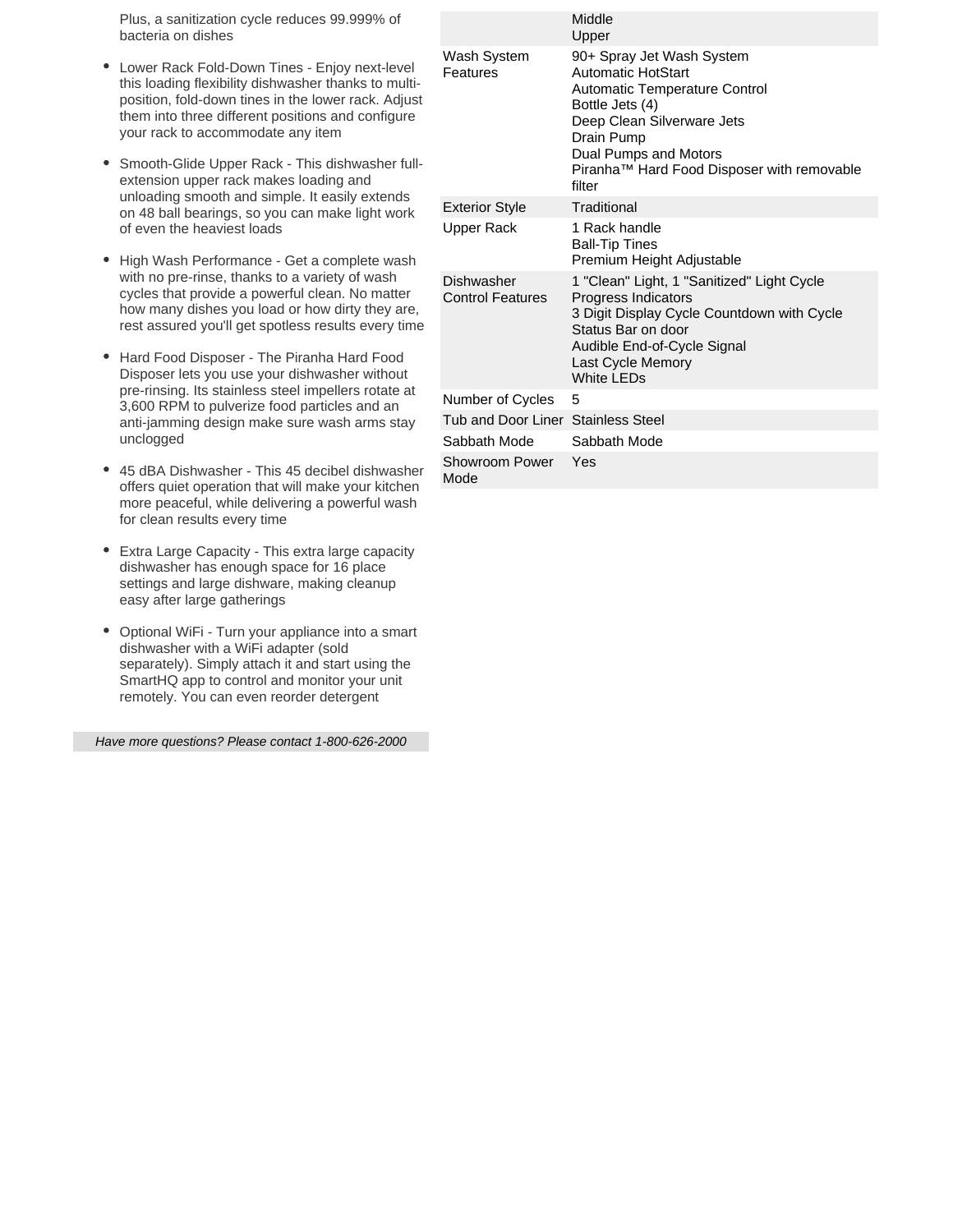Plus, a sanitization cycle reduces 99.999% of bacteria on dishes

- Lower Rack Fold-Down Tines - Enjoy next-level this loading flexibility dishwasher thanks to multi-position, fold-down tines in the lower rack. Adjust them into three different positions and configure your rack to accommodate any item
- Smooth-Glide Upper Rack - This dishwasher full-extension upper rack makes loading and unloading smooth and simple. It easily extends on 48 ball bearings, so you can make light work of even the heaviest loads
- High Wash Performance - Get a complete wash with no pre-rinse, thanks to a variety of wash cycles that provide a powerful clean. No matter how many dishes you load or how dirty they are, rest assured you'll get spotless results every time
- Hard Food Disposer - The Piranha Hard Food Disposer lets you use your dishwasher without pre-rinsing. Its stainless steel impellers rotate at 3,600 RPM to pulverize food particles and an anti-jamming design make sure wash arms stay unclogged
- 45 dBA Dishwasher - This 45 decibel dishwasher offers quiet operation that will make your kitchen more peaceful, while delivering a powerful wash for clean results every time
- Extra Large Capacity - This extra large capacity dishwasher has enough space for 16 place settings and large dishware, making cleanup easy after large gatherings
- Optional WiFi - Turn your appliance into a smart dishwasher with a WiFi adapter (sold separately). Simply attach it and start using the SmartHQ app to control and monitor your unit remotely. You can even reorder detergent

*Have more questions? Please contact 1-800-626-2000*

| | |
|---|---|
| | Middle<br>Upper |
| Wash System Features | 90+ Spray Jet Wash System<br>Automatic HotStart<br>Automatic Temperature Control<br>Bottle Jets (4)<br>Deep Clean Silverware Jets<br>Drain Pump<br>Dual Pumps and Motors<br>Piranha™ Hard Food Disposer with removable filter |
| Exterior Style | Traditional |
| Upper Rack | 1 Rack handle<br>Ball-Tip Tines<br>Premium Height Adjustable |
| Dishwasher Control Features | 1 "Clean" Light, 1 "Sanitized" Light Cycle Progress Indicators<br>3 Digit Display Cycle Countdown with Cycle Status Bar on door<br>Audible End-of-Cycle Signal<br>Last Cycle Memory<br>White LEDs |
| Number of Cycles | 5 |
| Tub and Door Liner | Stainless Steel |
| Sabbath Mode | Sabbath Mode |
| Showroom Power Mode | Yes |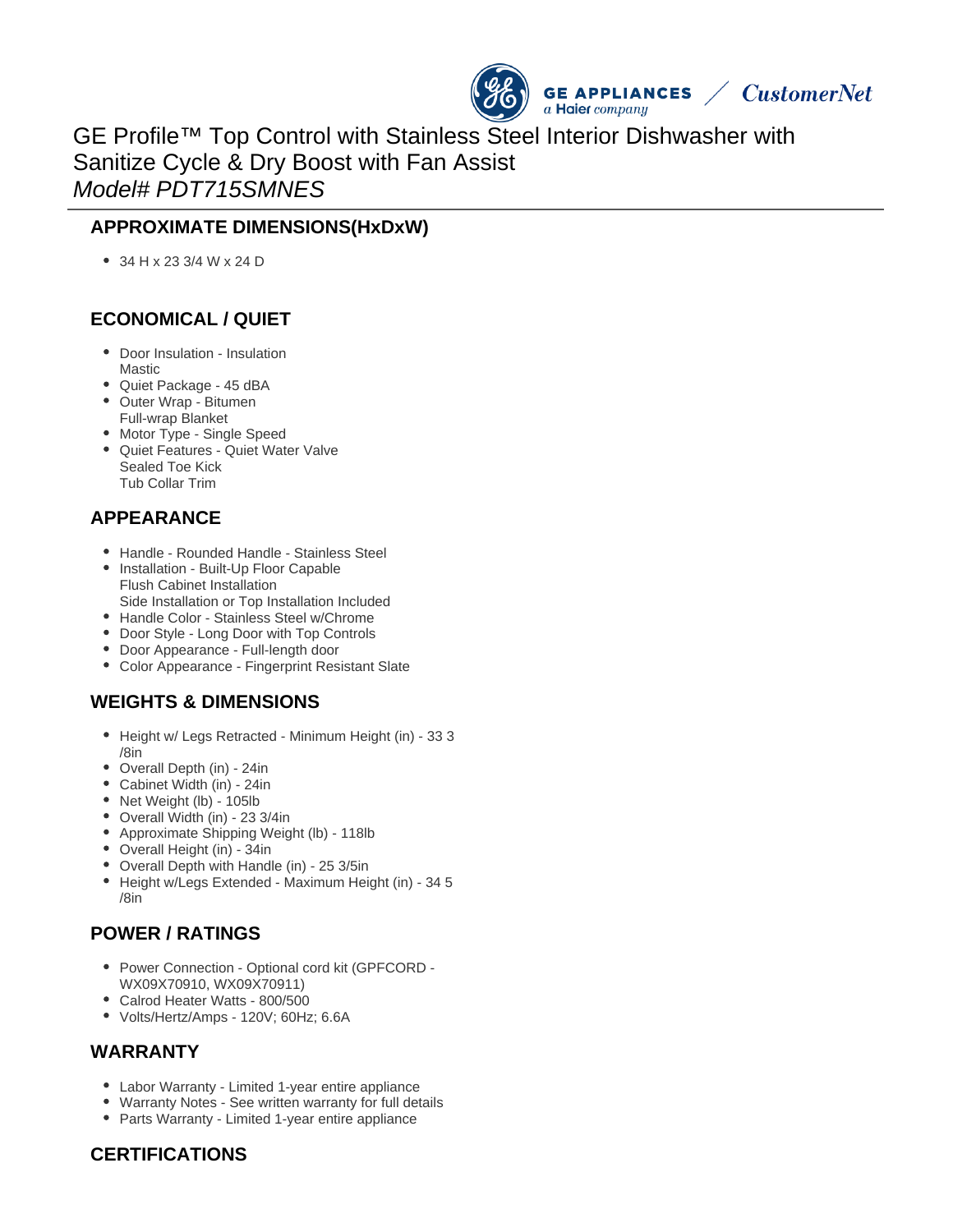# GE Profile™ Top Control with Stainless Steel Interior Dishwasher with Sanitize Cycle & Dry Boost with Fan Assist

*Model# PDT715SMNES*

## APPROXIMATE DIMENSIONS(HxDxW)

- 34 H x 23 3/4 W x 24 D

## ECONOMICAL / QUIET

- Door Insulation - Insulation Mastic
- Quiet Package - 45 dBA
- Outer Wrap - Bitumen Full-wrap Blanket
- Motor Type - Single Speed
- Quiet Features - Quiet Water Valve Sealed Toe Kick Tub Collar Trim

## APPEARANCE

- Handle - Rounded Handle - Stainless Steel
- Installation - Built-Up Floor Capable Flush Cabinet Installation Side Installation or Top Installation Included
- Handle Color - Stainless Steel w/Chrome
- Door Style - Long Door with Top Controls
- Door Appearance - Full-length door
- Color Appearance - Fingerprint Resistant Slate

## WEIGHTS & DIMENSIONS

- Height w/ Legs Retracted - Minimum Height (in) - 33 3/8in
- Overall Depth (in) - 24in
- Cabinet Width (in) - 24in
- Net Weight (lb) - 105lb
- Overall Width (in) - 23 3/4in
- Approximate Shipping Weight (lb) - 118lb
- Overall Height (in) - 34in
- Overall Depth with Handle (in) - 25 3/5in
- Height w/Legs Extended - Maximum Height (in) - 34 5/8in

## POWER / RATINGS

- Power Connection - Optional cord kit (GPFCORD - WX09X70910, WX09X70911)
- Calrod Heater Watts - 800/500
- Volts/Hertz/Amps - 120V; 60Hz; 6.6A

## WARRANTY

- Labor Warranty - Limited 1-year entire appliance
- Warranty Notes - See written warranty for full details
- Parts Warranty - Limited 1-year entire appliance

## CERTIFICATIONS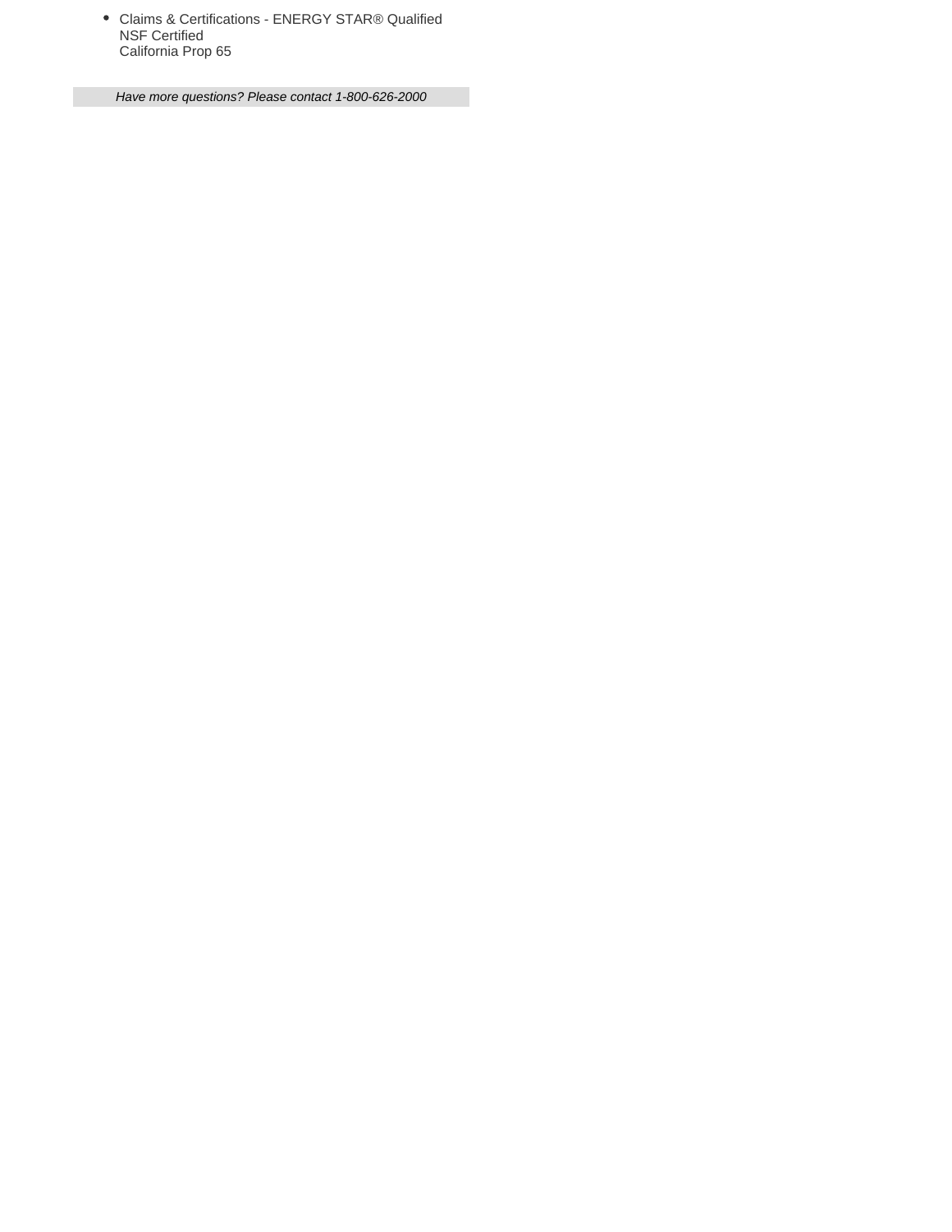- Claims & Certifications - ENERGY STAR® Qualified
  NSF Certified
  California Prop 65

*Have more questions? Please contact 1-800-626-2000*